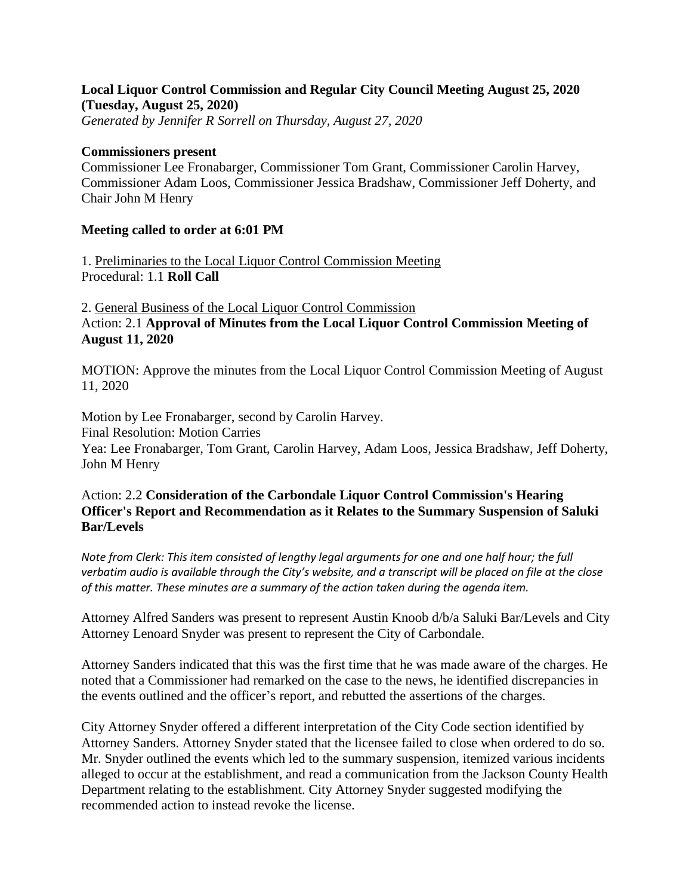**Local Liquor Control Commission and Regular City Council Meeting August 25, 2020 (Tuesday, August 25, 2020)**

*Generated by Jennifer R Sorrell on Thursday, August 27, 2020*

**Commissioners present**

Commissioner Lee Fronabarger, Commissioner Tom Grant, Commissioner Carolin Harvey, Commissioner Adam Loos, Commissioner Jessica Bradshaw, Commissioner Jeff Doherty, and Chair John M Henry

**Meeting called to order at 6:01 PM**

1. Preliminaries to the Local Liquor Control Commission Meeting

Procedural: 1.1 **Roll Call**

2. General Business of the Local Liquor Control Commission

Action: 2.1 **Approval of Minutes from the Local Liquor Control Commission Meeting of August 11, 2020**

MOTION: Approve the minutes from the Local Liquor Control Commission Meeting of August 11, 2020

Motion by Lee Fronabarger, second by Carolin Harvey.
Final Resolution: Motion Carries
Yea: Lee Fronabarger, Tom Grant, Carolin Harvey, Adam Loos, Jessica Bradshaw, Jeff Doherty, John M Henry

Action: 2.2 **Consideration of the Carbondale Liquor Control Commission's Hearing Officer's Report and Recommendation as it Relates to the Summary Suspension of Saluki Bar/Levels**

*Note from Clerk: This item consisted of lengthy legal arguments for one and one half hour; the full verbatim audio is available through the City's website, and a transcript will be placed on file at the close of this matter. These minutes are a summary of the action taken during the agenda item.*

Attorney Alfred Sanders was present to represent Austin Knoob d/b/a Saluki Bar/Levels and City Attorney Lenoard Snyder was present to represent the City of Carbondale.

Attorney Sanders indicated that this was the first time that he was made aware of the charges. He noted that a Commissioner had remarked on the case to the news, he identified discrepancies in the events outlined and the officer's report, and rebutted the assertions of the charges.

City Attorney Snyder offered a different interpretation of the City Code section identified by Attorney Sanders. Attorney Snyder stated that the licensee failed to close when ordered to do so. Mr. Snyder outlined the events which led to the summary suspension, itemized various incidents alleged to occur at the establishment, and read a communication from the Jackson County Health Department relating to the establishment. City Attorney Snyder suggested modifying the recommended action to instead revoke the license.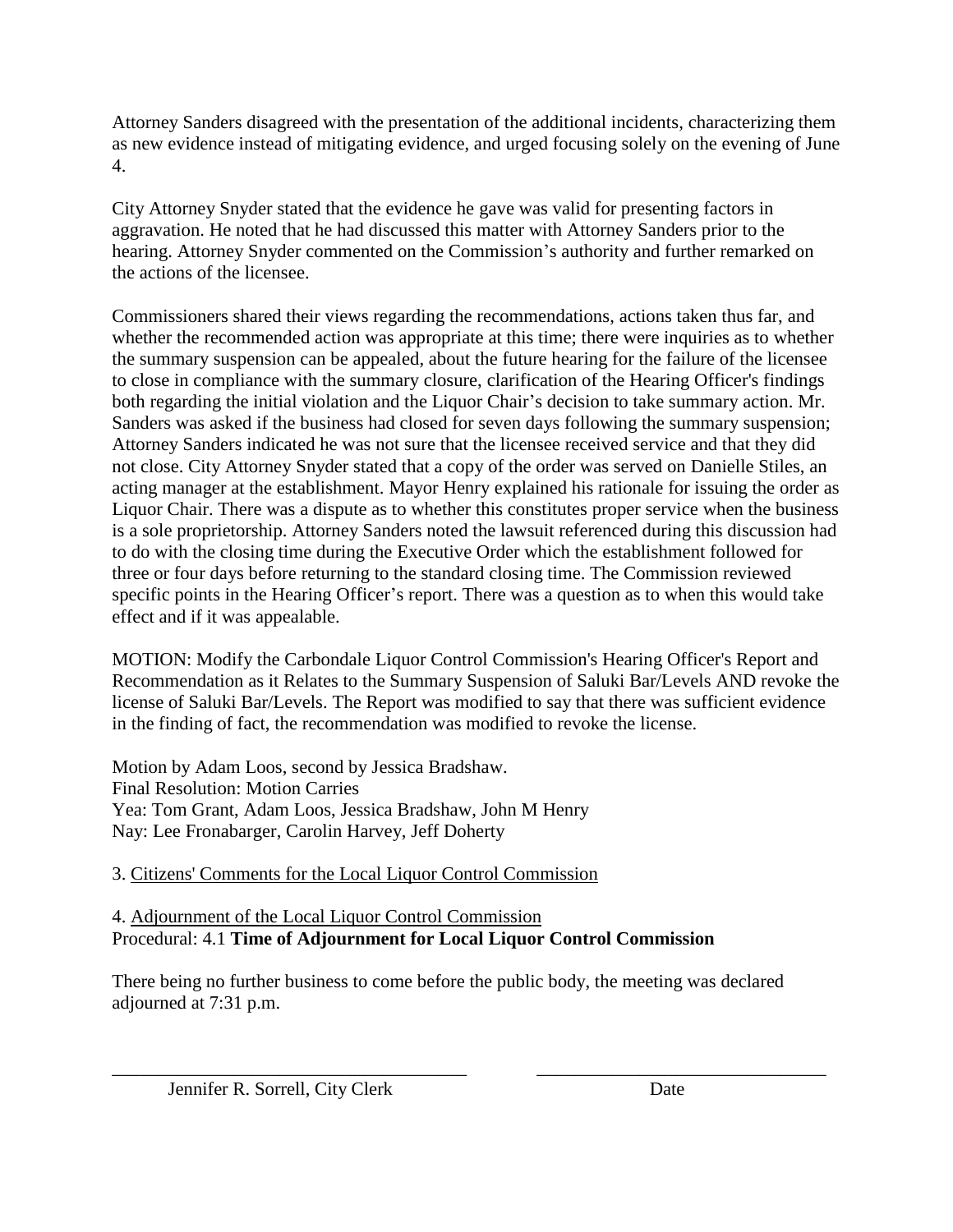Attorney Sanders disagreed with the presentation of the additional incidents, characterizing them as new evidence instead of mitigating evidence, and urged focusing solely on the evening of June 4.

City Attorney Snyder stated that the evidence he gave was valid for presenting factors in aggravation. He noted that he had discussed this matter with Attorney Sanders prior to the hearing. Attorney Snyder commented on the Commission's authority and further remarked on the actions of the licensee.

Commissioners shared their views regarding the recommendations, actions taken thus far, and whether the recommended action was appropriate at this time; there were inquiries as to whether the summary suspension can be appealed, about the future hearing for the failure of the licensee to close in compliance with the summary closure, clarification of the Hearing Officer's findings both regarding the initial violation and the Liquor Chair's decision to take summary action. Mr. Sanders was asked if the business had closed for seven days following the summary suspension; Attorney Sanders indicated he was not sure that the licensee received service and that they did not close. City Attorney Snyder stated that a copy of the order was served on Danielle Stiles, an acting manager at the establishment. Mayor Henry explained his rationale for issuing the order as Liquor Chair. There was a dispute as to whether this constitutes proper service when the business is a sole proprietorship. Attorney Sanders noted the lawsuit referenced during this discussion had to do with the closing time during the Executive Order which the establishment followed for three or four days before returning to the standard closing time. The Commission reviewed specific points in the Hearing Officer's report. There was a question as to when this would take effect and if it was appealable.

MOTION: Modify the Carbondale Liquor Control Commission's Hearing Officer's Report and Recommendation as it Relates to the Summary Suspension of Saluki Bar/Levels AND revoke the license of Saluki Bar/Levels. The Report was modified to say that there was sufficient evidence in the finding of fact, the recommendation was modified to revoke the license.

Motion by Adam Loos, second by Jessica Bradshaw.
Final Resolution: Motion Carries
Yea: Tom Grant, Adam Loos, Jessica Bradshaw, John M Henry
Nay: Lee Fronabarger, Carolin Harvey, Jeff Doherty

3. Citizens' Comments for the Local Liquor Control Commission

4. Adjournment of the Local Liquor Control Commission
Procedural: 4.1 **Time of Adjournment for Local Liquor Control Commission**

There being no further business to come before the public body, the meeting was declared adjourned at 7:31 p.m.

_____________________________________ _______________________________

Jennifer R. Sorrell, City Clerk Date